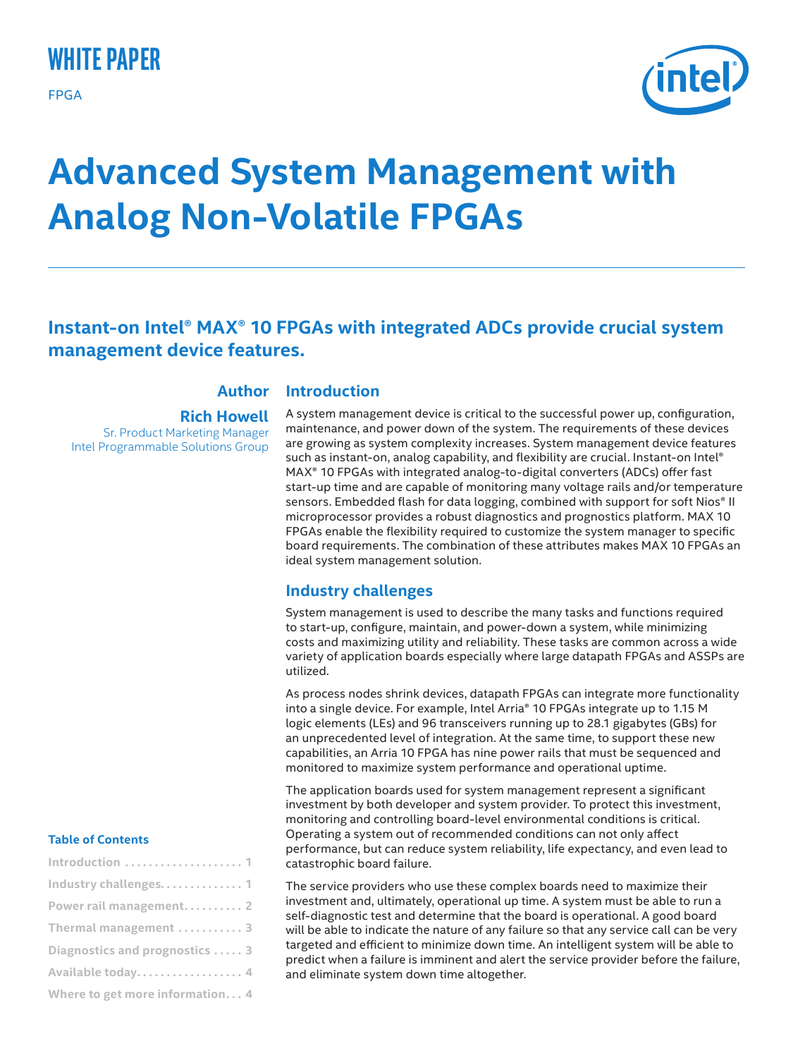WHITE PAPER

FPGA

# Advanced System Management with Analog Non-Volatile FPGAs

## Instant-on Intel® MAX® 10 FPGAs with integrated ADCs provide crucial system management device features.

**Author**

**Rich Howell**
Sr. Product Marketing Manager
Intel Programmable Solutions Group

**Table of Contents**

- Introduction . . . . . . . . . . . . . . . . . . . . 1
- Industry challenges. . . . . . . . . . . . . . 1
- Power rail management. . . . . . . . . . 2
- Thermal management . . . . . . . . . . . 3
- Diagnostics and prognostics . . . . . 3
- Available today. . . . . . . . . . . . . . . . . . 4
- Where to get more information. . . 4

### Introduction

A system management device is critical to the successful power up, configuration, maintenance, and power down of the system. The requirements of these devices are growing as system complexity increases. System management device features such as instant-on, analog capability, and flexibility are crucial. Instant-on Intel® MAX® 10 FPGAs with integrated analog-to-digital converters (ADCs) offer fast start-up time and are capable of monitoring many voltage rails and/or temperature sensors. Embedded flash for data logging, combined with support for soft Nios® II microprocessor provides a robust diagnostics and prognostics platform. MAX 10 FPGAs enable the flexibility required to customize the system manager to specific board requirements. The combination of these attributes makes MAX 10 FPGAs an ideal system management solution.

### Industry challenges

System management is used to describe the many tasks and functions required to start-up, configure, maintain, and power-down a system, while minimizing costs and maximizing utility and reliability. These tasks are common across a wide variety of application boards especially where large datapath FPGAs and ASSPs are utilized.

As process nodes shrink devices, datapath FPGAs can integrate more functionality into a single device. For example, Intel Arria® 10 FPGAs integrate up to 1.15 M logic elements (LEs) and 96 transceivers running up to 28.1 gigabytes (GBs) for an unprecedented level of integration. At the same time, to support these new capabilities, an Arria 10 FPGA has nine power rails that must be sequenced and monitored to maximize system performance and operational uptime.

The application boards used for system management represent a significant investment by both developer and system provider. To protect this investment, monitoring and controlling board-level environmental conditions is critical. Operating a system out of recommended conditions can not only affect performance, but can reduce system reliability, life expectancy, and even lead to catastrophic board failure.

The service providers who use these complex boards need to maximize their investment and, ultimately, operational up time. A system must be able to run a self-diagnostic test and determine that the board is operational. A good board will be able to indicate the nature of any failure so that any service call can be very targeted and efficient to minimize down time. An intelligent system will be able to predict when a failure is imminent and alert the service provider before the failure, and eliminate system down time altogether.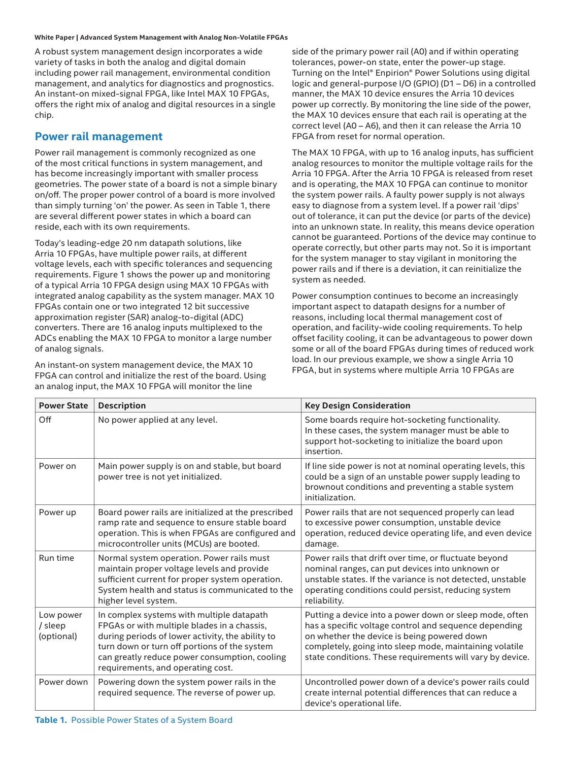A robust system management design incorporates a wide variety of tasks in both the analog and digital domain including power rail management, environmental condition management, and analytics for diagnostics and prognostics. An instant-on mixed-signal FPGA, like Intel MAX 10 FPGAs, offers the right mix of analog and digital resources in a single chip.

## Power rail management

Power rail management is commonly recognized as one of the most critical functions in system management, and has become increasingly important with smaller process geometries. The power state of a board is not a simple binary on/off. The proper power control of a board is more involved than simply turning 'on' the power. As seen in Table 1, there are several different power states in which a board can reside, each with its own requirements.

Today's leading-edge 20 nm datapath solutions, like Arria 10 FPGAs, have multiple power rails, at different voltage levels, each with specific tolerances and sequencing requirements. Figure 1 shows the power up and monitoring of a typical Arria 10 FPGA design using MAX 10 FPGAs with integrated analog capability as the system manager. MAX 10 FPGAs contain one or two integrated 12 bit successive approximation register (SAR) analog-to-digital (ADC) converters. There are 16 analog inputs multiplexed to the ADCs enabling the MAX 10 FPGA to monitor a large number of analog signals.

An instant-on system management device, the MAX 10 FPGA can control and initialize the rest of the board. Using an analog input, the MAX 10 FPGA will monitor the line side of the primary power rail (A0) and if within operating tolerances, power-on state, enter the power-up stage. Turning on the Intel® Enpirion® Power Solutions using digital logic and general-purpose I/O (GPIO) (D1 – D6) in a controlled manner, the MAX 10 device ensures the Arria 10 devices power up correctly. By monitoring the line side of the power, the MAX 10 devices ensure that each rail is operating at the correct level (A0 – A6), and then it can release the Arria 10 FPGA from reset for normal operation.

The MAX 10 FPGA, with up to 16 analog inputs, has sufficient analog resources to monitor the multiple voltage rails for the Arria 10 FPGA. After the Arria 10 FPGA is released from reset and is operating, the MAX 10 FPGA can continue to monitor the system power rails. A faulty power supply is not always easy to diagnose from a system level. If a power rail 'dips' out of tolerance, it can put the device (or parts of the device) into an unknown state. In reality, this means device operation cannot be guaranteed. Portions of the device may continue to operate correctly, but other parts may not. So it is important for the system manager to stay vigilant in monitoring the power rails and if there is a deviation, it can reinitialize the system as needed.

Power consumption continues to become an increasingly important aspect to datapath designs for a number of reasons, including local thermal management cost of operation, and facility-wide cooling requirements. To help offset facility cooling, it can be advantageous to power down some or all of the board FPGAs during times of reduced work load. In our previous example, we show a single Arria 10 FPGA, but in systems where multiple Arria 10 FPGAs are

| Power State | Description | Key Design Consideration |
|---|---|---|
| Off | No power applied at any level. | Some boards require hot-socketing functionality. In these cases, the system manager must be able to support hot-socketing to initialize the board upon insertion. |
| Power on | Main power supply is on and stable, but board power tree is not yet initialized. | If line side power is not at nominal operating levels, this could be a sign of an unstable power supply leading to brownout conditions and preventing a stable system initialization. |
| Power up | Board power rails are initialized at the prescribed ramp rate and sequence to ensure stable board operation. This is when FPGAs are configured and microcontroller units (MCUs) are booted. | Power rails that are not sequenced properly can lead to excessive power consumption, unstable device operation, reduced device operating life, and even device damage. |
| Run time | Normal system operation. Power rails must maintain proper voltage levels and provide sufficient current for proper system operation. System health and status is communicated to the higher level system. | Power rails that drift over time, or fluctuate beyond nominal ranges, can put devices into unknown or unstable states. If the variance is not detected, unstable operating conditions could persist, reducing system reliability. |
| Low power / sleep (optional) | In complex systems with multiple datapath FPGAs or with multiple blades in a chassis, during periods of lower activity, the ability to turn down or turn off portions of the system can greatly reduce power consumption, cooling requirements, and operating cost. | Putting a device into a power down or sleep mode, often has a specific voltage control and sequence depending on whether the device is being powered down completely, going into sleep mode, maintaining volatile state conditions. These requirements will vary by device. |
| Power down | Powering down the system power rails in the required sequence. The reverse of power up. | Uncontrolled power down of a device's power rails could create internal potential differences that can reduce a device's operational life. |

**Table 1.** Possible Power States of a System Board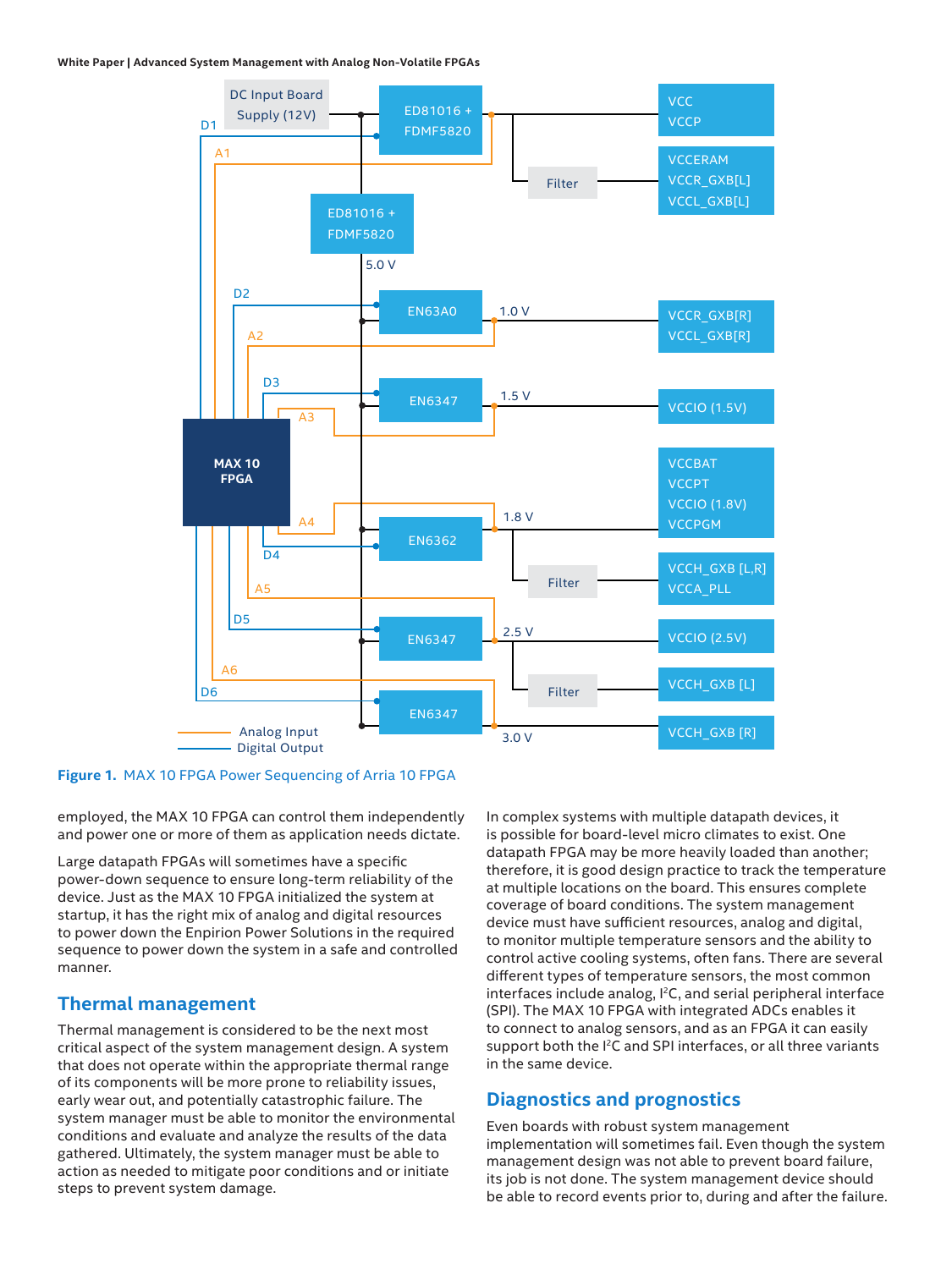**Figure 1.** MAX 10 FPGA Power Sequencing of Arria 10 FPGA

employed, the MAX 10 FPGA can control them independently and power one or more of them as application needs dictate.

Large datapath FPGAs will sometimes have a specific power-down sequence to ensure long-term reliability of the device. Just as the MAX 10 FPGA initialized the system at startup, it has the right mix of analog and digital resources to power down the Enpirion Power Solutions in the required sequence to power down the system in a safe and controlled manner.

## Thermal management

Thermal management is considered to be the next most critical aspect of the system management design. A system that does not operate within the appropriate thermal range of its components will be more prone to reliability issues, early wear out, and potentially catastrophic failure. The system manager must be able to monitor the environmental conditions and evaluate and analyze the results of the data gathered. Ultimately, the system manager must be able to action as needed to mitigate poor conditions and or initiate steps to prevent system damage.

In complex systems with multiple datapath devices, it is possible for board-level micro climates to exist. One datapath FPGA may be more heavily loaded than another; therefore, it is good design practice to track the temperature at multiple locations on the board. This ensures complete coverage of board conditions. The system management device must have sufficient resources, analog and digital, to monitor multiple temperature sensors and the ability to control active cooling systems, often fans. There are several different types of temperature sensors, the most common interfaces include analog, $I^2C$, and serial peripheral interface (SPI). The MAX 10 FPGA with integrated ADCs enables it to connect to analog sensors, and as an FPGA it can easily support both the $I^2C$ and SPI interfaces, or all three variants in the same device.

## Diagnostics and prognostics

Even boards with robust system management implementation will sometimes fail. Even though the system management design was not able to prevent board failure, its job is not done. The system management device should be able to record events prior to, during and after the failure.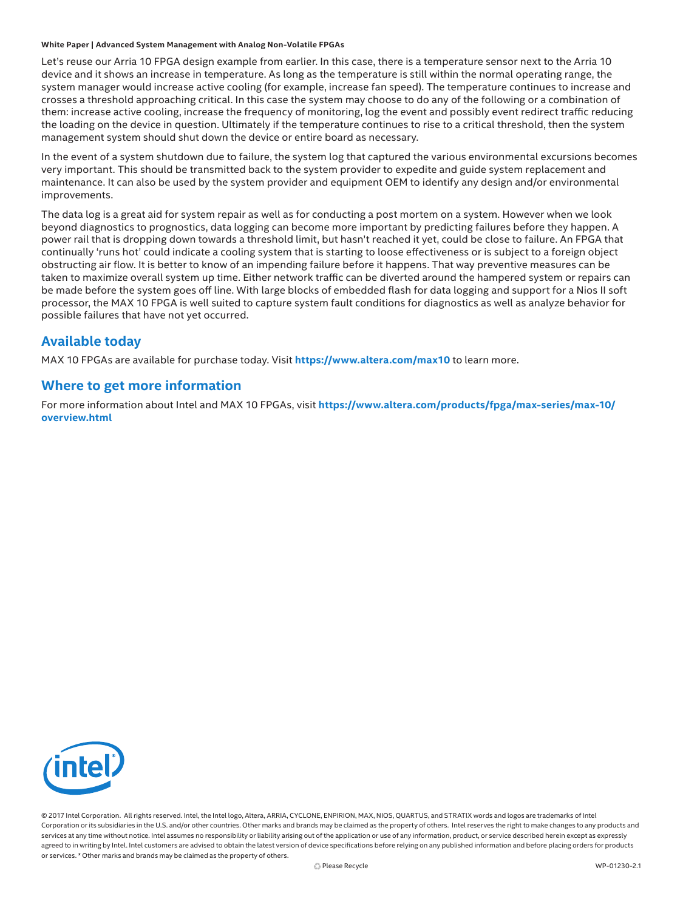Let's reuse our Arria 10 FPGA design example from earlier. In this case, there is a temperature sensor next to the Arria 10 device and it shows an increase in temperature. As long as the temperature is still within the normal operating range, the system manager would increase active cooling (for example, increase fan speed). The temperature continues to increase and crosses a threshold approaching critical. In this case the system may choose to do any of the following or a combination of them: increase active cooling, increase the frequency of monitoring, log the event and possibly event redirect traffic reducing the loading on the device in question. Ultimately if the temperature continues to rise to a critical threshold, then the system management system should shut down the device or entire board as necessary.

In the event of a system shutdown due to failure, the system log that captured the various environmental excursions becomes very important. This should be transmitted back to the system provider to expedite and guide system replacement and maintenance. It can also be used by the system provider and equipment OEM to identify any design and/or environmental improvements.

The data log is a great aid for system repair as well as for conducting a post mortem on a system. However when we look beyond diagnostics to prognostics, data logging can become more important by predicting failures before they happen. A power rail that is dropping down towards a threshold limit, but hasn't reached it yet, could be close to failure. An FPGA that continually 'runs hot' could indicate a cooling system that is starting to loose effectiveness or is subject to a foreign object obstructing air flow. It is better to know of an impending failure before it happens. That way preventive measures can be taken to maximize overall system up time. Either network traffic can be diverted around the hampered system or repairs can be made before the system goes off line. With large blocks of embedded flash for data logging and support for a Nios II soft processor, the MAX 10 FPGA is well suited to capture system fault conditions for diagnostics as well as analyze behavior for possible failures that have not yet occurred.

## Available today

MAX 10 FPGAs are available for purchase today. Visit **https://www.altera.com/max10** to learn more.

## Where to get more information

For more information about Intel and MAX 10 FPGAs, visit **https://www.altera.com/products/fpga/max-series/max-10/overview.html**

© 2017 Intel Corporation. All rights reserved. Intel, the Intel logo, Altera, ARRIA, CYCLONE, ENPIRION, MAX, NIOS, QUARTUS, and STRATIX words and logos are trademarks of Intel Corporation or its subsidiaries in the U.S. and/or other countries. Other marks and brands may be claimed as the property of others. Intel reserves the right to make changes to any products and services at any time without notice. Intel assumes no responsibility or liability arising out of the application or use of any information, product, or service described herein except as expressly agreed to in writing by Intel. Intel customers are advised to obtain the latest version of device specifications before relying on any published information and before placing orders for products or services. * Other marks and brands may be claimed as the property of others.

Please Recycle

WP-01230-2.1